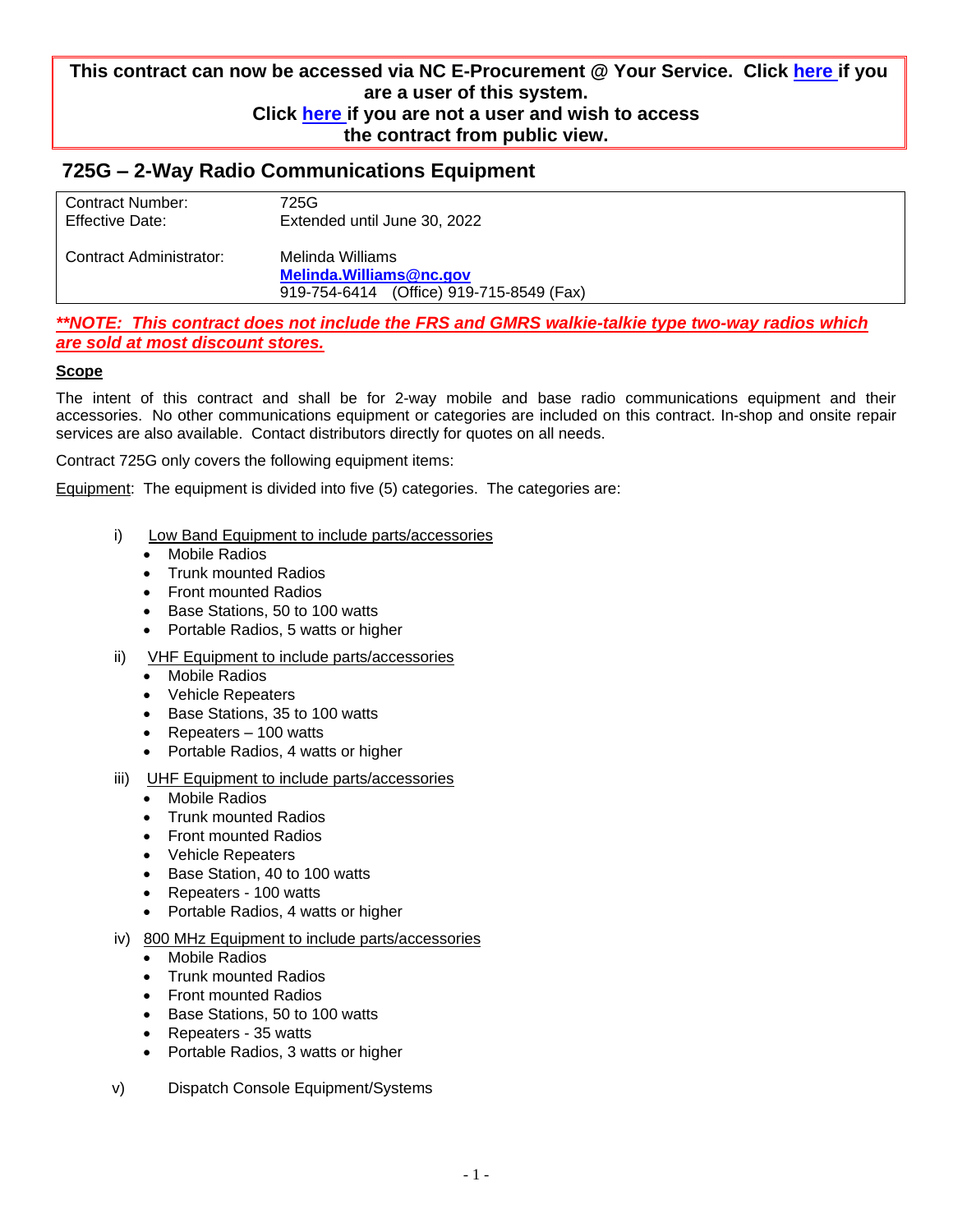**This contract can now be accessed via NC E-Procurement @ Your Service. Click here if you are a user of this system.**
**Click here if you are not a user and wish to access the contract from public view.**

## 725G – 2-Way Radio Communications Equipment

| | |
|---|---|
| Contract Number: | 725G |
| Effective Date: | Extended until June 30, 2022 |
| Contract Administrator: | Melinda Williams<br>**Melinda.Williams@nc.gov**<br>919-754-6414 (Office) 919-715-8549 (Fax) |

***\*\*NOTE: This contract does not include the FRS and GMRS walkie-talkie type two-way radios which are sold at most discount stores.***

**Scope**

The intent of this contract and shall be for 2-way mobile and base radio communications equipment and their accessories. No other communications equipment or categories are included on this contract. In-shop and onsite repair services are also available. Contact distributors directly for quotes on all needs.

Contract 725G only covers the following equipment items:

Equipment: The equipment is divided into five (5) categories. The categories are:

i) Low Band Equipment to include parts/accessories
- Mobile Radios
- Trunk mounted Radios
- Front mounted Radios
- Base Stations, 50 to 100 watts
- Portable Radios, 5 watts or higher

ii) VHF Equipment to include parts/accessories
- Mobile Radios
- Vehicle Repeaters
- Base Stations, 35 to 100 watts
- Repeaters – 100 watts
- Portable Radios, 4 watts or higher

iii) UHF Equipment to include parts/accessories
- Mobile Radios
- Trunk mounted Radios
- Front mounted Radios
- Vehicle Repeaters
- Base Station, 40 to 100 watts
- Repeaters - 100 watts
- Portable Radios, 4 watts or higher

iv) 800 MHz Equipment to include parts/accessories
- Mobile Radios
- Trunk mounted Radios
- Front mounted Radios
- Base Stations, 50 to 100 watts
- Repeaters - 35 watts
- Portable Radios, 3 watts or higher

v) Dispatch Console Equipment/Systems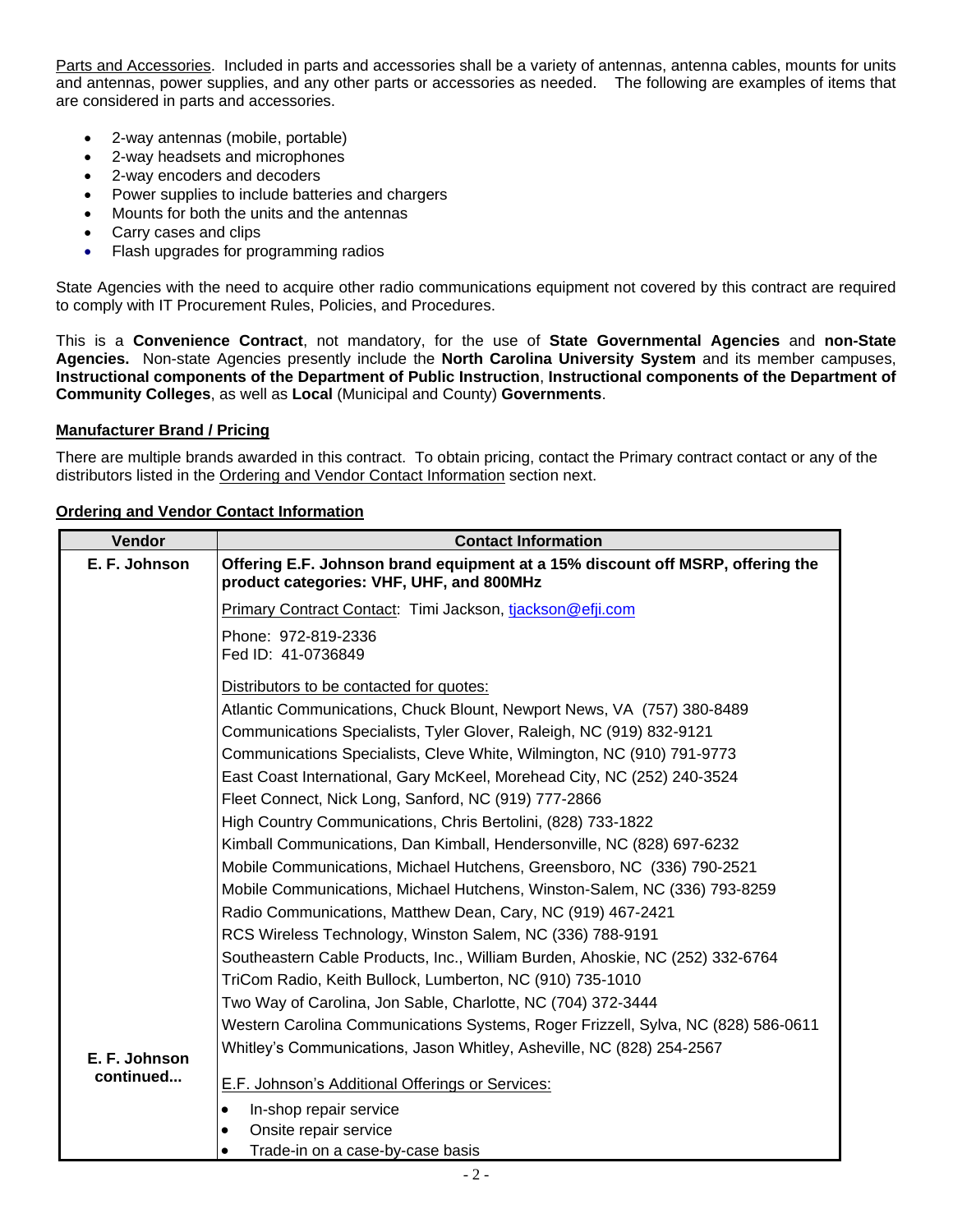Parts and Accessories. Included in parts and accessories shall be a variety of antennas, antenna cables, mounts for units and antennas, power supplies, and any other parts or accessories as needed. The following are examples of items that are considered in parts and accessories.

- 2-way antennas (mobile, portable)
- 2-way headsets and microphones
- 2-way encoders and decoders
- Power supplies to include batteries and chargers
- Mounts for both the units and the antennas
- Carry cases and clips
- Flash upgrades for programming radios

State Agencies with the need to acquire other radio communications equipment not covered by this contract are required to comply with IT Procurement Rules, Policies, and Procedures.

This is a **Convenience Contract**, not mandatory, for the use of **State Governmental Agencies** and **non-State Agencies.** Non-state Agencies presently include the **North Carolina University System** and its member campuses, **Instructional components of the Department of Public Instruction**, **Instructional components of the Department of Community Colleges**, as well as **Local** (Municipal and County) **Governments**.

**Manufacturer Brand / Pricing**

There are multiple brands awarded in this contract. To obtain pricing, contact the Primary contract contact or any of the distributors listed in the Ordering and Vendor Contact Information section next.

**Ordering and Vendor Contact Information**

| Vendor | Contact Information |
|---|---|
| **E. F. Johnson** | **Offering E.F. Johnson brand equipment at a 15% discount off MSRP, offering the product categories: VHF, UHF, and 800MHz** |
| | Primary Contract Contact: Timi Jackson, tjackson@efji.com |
| | Phone: 972-819-2336<br>Fed ID: 41-0736849 |
| | Distributors to be contacted for quotes: |
| | Atlantic Communications, Chuck Blount, Newport News, VA (757) 380-8489 |
| | Communications Specialists, Tyler Glover, Raleigh, NC (919) 832-9121 |
| | Communications Specialists, Cleve White, Wilmington, NC (910) 791-9773 |
| | East Coast International, Gary McKeel, Morehead City, NC (252) 240-3524 |
| | Fleet Connect, Nick Long, Sanford, NC (919) 777-2866 |
| | High Country Communications, Chris Bertolini, (828) 733-1822 |
| | Kimball Communications, Dan Kimball, Hendersonville, NC (828) 697-6232 |
| | Mobile Communications, Michael Hutchens, Greensboro, NC (336) 790-2521 |
| | Mobile Communications, Michael Hutchens, Winston-Salem, NC (336) 793-8259 |
| | Radio Communications, Matthew Dean, Cary, NC (919) 467-2421 |
| | RCS Wireless Technology, Winston Salem, NC (336) 788-9191 |
| | Southeastern Cable Products, Inc., William Burden, Ahoskie, NC (252) 332-6764 |
| | TriCom Radio, Keith Bullock, Lumberton, NC (910) 735-1010 |
| | Two Way of Carolina, Jon Sable, Charlotte, NC (704) 372-3444 |
| | Western Carolina Communications Systems, Roger Frizzell, Sylva, NC (828) 586-0611 |
| **E. F. Johnson continued...** | Whitley's Communications, Jason Whitley, Asheville, NC (828) 254-2567 |
| | E.F. Johnson's Additional Offerings or Services:<br>• In-shop repair service<br>• Onsite repair service<br>• Trade-in on a case-by-case basis |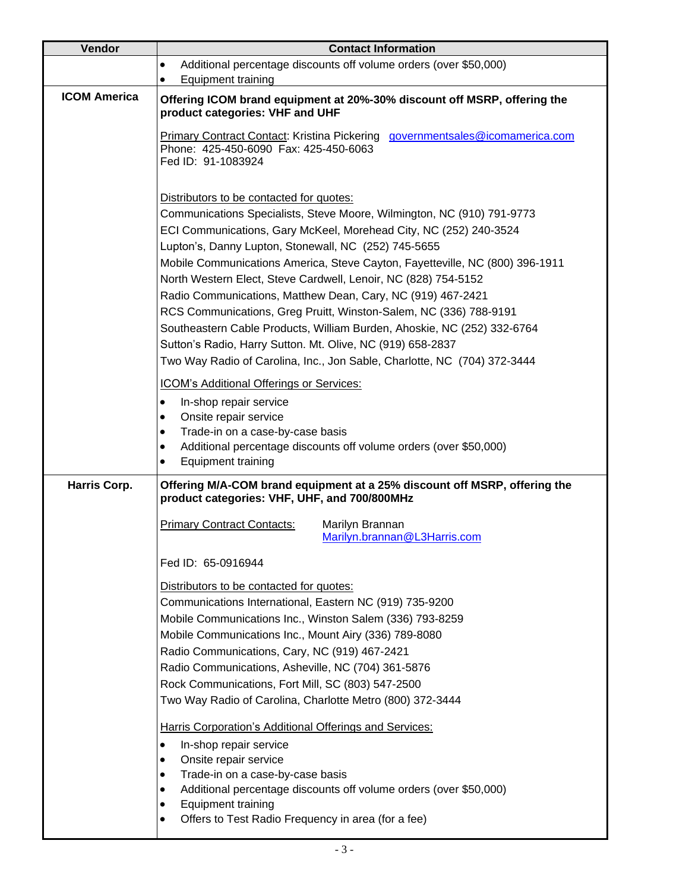| Vendor | Contact Information |
| --- | --- |
| | • Additional percentage discounts off volume orders (over $50,000)<br>• Equipment training |
| **ICOM America** | **Offering ICOM brand equipment at 20%-30% discount off MSRP, offering the product categories: VHF and UHF**<br><br>Primary Contract Contact: Kristina Pickering governmentsales@icomamerica.com<br>Phone: 425-450-6090 Fax: 425-450-6063<br>Fed ID: 91-1083924<br><br>Distributors to be contacted for quotes:<br>Communications Specialists, Steve Moore, Wilmington, NC (910) 791-9773<br>ECI Communications, Gary McKeel, Morehead City, NC (252) 240-3524<br>Lupton's, Danny Lupton, Stonewall, NC (252) 745-5655<br>Mobile Communications America, Steve Cayton, Fayetteville, NC (800) 396-1911<br>North Western Elect, Steve Cardwell, Lenoir, NC (828) 754-5152<br>Radio Communications, Matthew Dean, Cary, NC (919) 467-2421<br>RCS Communications, Greg Pruitt, Winston-Salem, NC (336) 788-9191<br>Southeastern Cable Products, William Burden, Ahoskie, NC (252) 332-6764<br>Sutton's Radio, Harry Sutton. Mt. Olive, NC (919) 658-2837<br>Two Way Radio of Carolina, Inc., Jon Sable, Charlotte, NC (704) 372-3444<br><br>ICOM's Additional Offerings or Services:<br>• In-shop repair service<br>• Onsite repair service<br>• Trade-in on a case-by-case basis<br>• Additional percentage discounts off volume orders (over $50,000)<br>• Equipment training |
| **Harris Corp.** | **Offering M/A-COM brand equipment at a 25% discount off MSRP, offering the product categories: VHF, UHF, and 700/800MHz**<br><br>Primary Contract Contacts: Marilyn Brannan Marilyn.brannan@L3Harris.com<br><br>Fed ID: 65-0916944<br><br>Distributors to be contacted for quotes:<br>Communications International, Eastern NC (919) 735-9200<br>Mobile Communications Inc., Winston Salem (336) 793-8259<br>Mobile Communications Inc., Mount Airy (336) 789-8080<br>Radio Communications, Cary, NC (919) 467-2421<br>Radio Communications, Asheville, NC (704) 361-5876<br>Rock Communications, Fort Mill, SC (803) 547-2500<br>Two Way Radio of Carolina, Charlotte Metro (800) 372-3444<br><br>Harris Corporation's Additional Offerings and Services:<br>• In-shop repair service<br>• Onsite repair service<br>• Trade-in on a case-by-case basis<br>• Additional percentage discounts off volume orders (over $50,000)<br>• Equipment training<br>• Offers to Test Radio Frequency in area (for a fee) |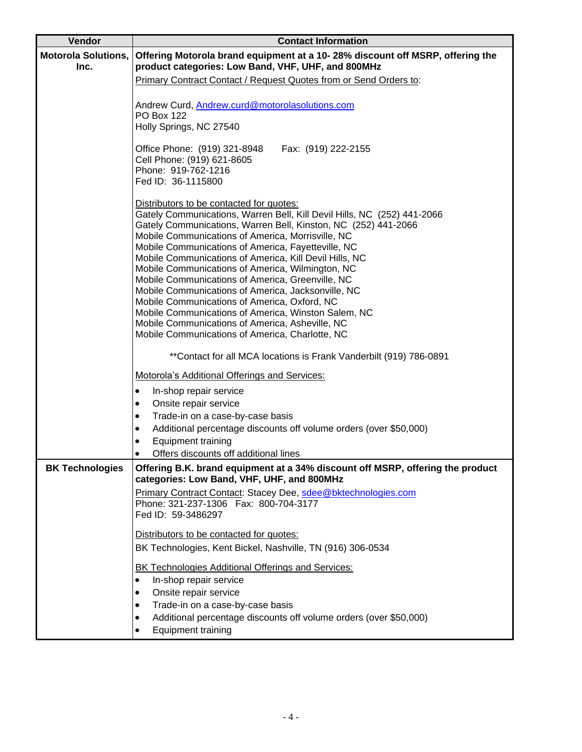| Vendor | Contact Information |
| --- | --- |
| **Motorola Solutions, Inc.** | **Offering Motorola brand equipment at a 10- 28% discount off MSRP, offering the product categories: Low Band, VHF, UHF, and 800MHz**<br><br>Primary Contract Contact / Request Quotes from or Send Orders to:<br><br>Andrew Curd, Andrew.curd@motorolasolutions.com<br>PO Box 122<br>Holly Springs, NC 27540<br><br>Office Phone: (919) 321-8948 Fax: (919) 222-2155<br>Cell Phone: (919) 621-8605<br>Phone: 919-762-1216<br>Fed ID: 36-1115800<br><br>Distributors to be contacted for quotes:<br>Gately Communications, Warren Bell, Kill Devil Hills, NC (252) 441-2066<br>Gately Communications, Warren Bell, Kinston, NC (252) 441-2066<br>Mobile Communications of America, Morrisville, NC<br>Mobile Communications of America, Fayetteville, NC<br>Mobile Communications of America, Kill Devil Hills, NC<br>Mobile Communications of America, Wilmington, NC<br>Mobile Communications of America, Greenville, NC<br>Mobile Communications of America, Jacksonville, NC<br>Mobile Communications of America, Oxford, NC<br>Mobile Communications of America, Winston Salem, NC<br>Mobile Communications of America, Asheville, NC<br>Mobile Communications of America, Charlotte, NC<br><br>**Contact for all MCA locations is Frank Vanderbilt (919) 786-0891<br><br>Motorola's Additional Offerings and Services:<br>• In-shop repair service<br>• Onsite repair service<br>• Trade-in on a case-by-case basis<br>• Additional percentage discounts off volume orders (over $50,000)<br>• Equipment training<br>• Offers discounts off additional lines |
| **BK Technologies** | **Offering B.K. brand equipment at a 34% discount off MSRP, offering the product categories: Low Band, VHF, UHF, and 800MHz**<br><br>Primary Contract Contact: Stacey Dee, sdee@bktechnologies.com<br>Phone: 321-237-1306 Fax: 800-704-3177<br>Fed ID: 59-3486297<br><br>Distributors to be contacted for quotes:<br>BK Technologies, Kent Bickel, Nashville, TN (916) 306-0534<br><br>BK Technologies Additional Offerings and Services:<br>• In-shop repair service<br>• Onsite repair service<br>• Trade-in on a case-by-case basis<br>• Additional percentage discounts off volume orders (over $50,000)<br>• Equipment training |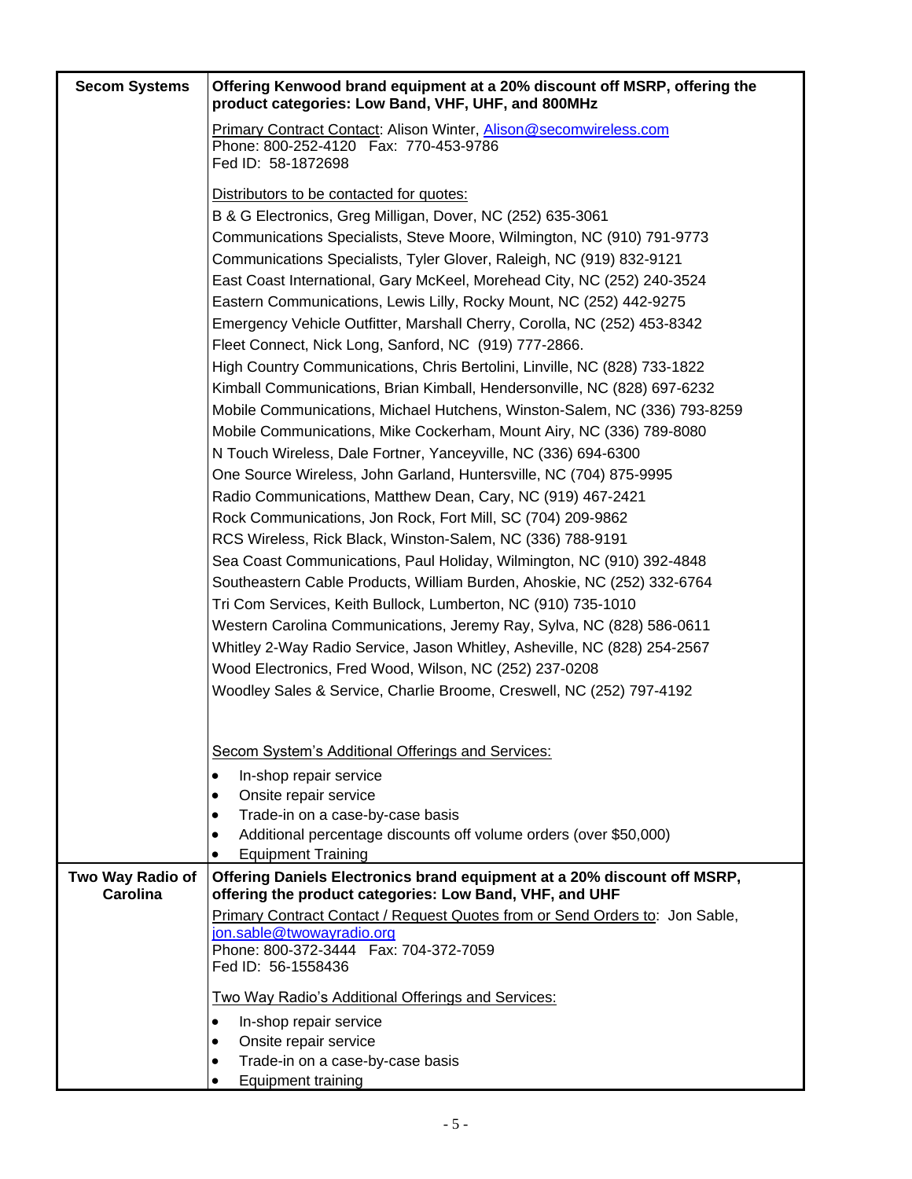| | |
|---|---|
| **Secom Systems** | **Offering Kenwood brand equipment at a 20% discount off MSRP, offering the product categories: Low Band, VHF, UHF, and 800MHz**<br><br>Primary Contract Contact: Alison Winter, Alison@secomwireless.com<br>Phone: 800-252-4120 Fax: 770-453-9786<br>Fed ID: 58-1872698<br><br>Distributors to be contacted for quotes:<br>B & G Electronics, Greg Milligan, Dover, NC (252) 635-3061<br>Communications Specialists, Steve Moore, Wilmington, NC (910) 791-9773<br>Communications Specialists, Tyler Glover, Raleigh, NC (919) 832-9121<br>East Coast International, Gary McKeel, Morehead City, NC (252) 240-3524<br>Eastern Communications, Lewis Lilly, Rocky Mount, NC (252) 442-9275<br>Emergency Vehicle Outfitter, Marshall Cherry, Corolla, NC (252) 453-8342<br>Fleet Connect, Nick Long, Sanford, NC (919) 777-2866.<br>High Country Communications, Chris Bertolini, Linville, NC (828) 733-1822<br>Kimball Communications, Brian Kimball, Hendersonville, NC (828) 697-6232<br>Mobile Communications, Michael Hutchens, Winston-Salem, NC (336) 793-8259<br>Mobile Communications, Mike Cockerham, Mount Airy, NC (336) 789-8080<br>N Touch Wireless, Dale Fortner, Yanceyville, NC (336) 694-6300<br>One Source Wireless, John Garland, Huntersville, NC (704) 875-9995<br>Radio Communications, Matthew Dean, Cary, NC (919) 467-2421<br>Rock Communications, Jon Rock, Fort Mill, SC (704) 209-9862<br>RCS Wireless, Rick Black, Winston-Salem, NC (336) 788-9191<br>Sea Coast Communications, Paul Holiday, Wilmington, NC (910) 392-4848<br>Southeastern Cable Products, William Burden, Ahoskie, NC (252) 332-6764<br>Tri Com Services, Keith Bullock, Lumberton, NC (910) 735-1010<br>Western Carolina Communications, Jeremy Ray, Sylva, NC (828) 586-0611<br>Whitley 2-Way Radio Service, Jason Whitley, Asheville, NC (828) 254-2567<br>Wood Electronics, Fred Wood, Wilson, NC (252) 237-0208<br>Woodley Sales & Service, Charlie Broome, Creswell, NC (252) 797-4192<br><br>Secom System's Additional Offerings and Services:<br>• In-shop repair service<br>• Onsite repair service<br>• Trade-in on a case-by-case basis<br>• Additional percentage discounts off volume orders (over $50,000)<br>• Equipment Training |
| **Two Way Radio of Carolina** | **Offering Daniels Electronics brand equipment at a 20% discount off MSRP, offering the product categories: Low Band, VHF, and UHF**<br><br>Primary Contract Contact / Request Quotes from or Send Orders to: Jon Sable, jon.sable@twowayradio.org<br>Phone: 800-372-3444 Fax: 704-372-7059<br>Fed ID: 56-1558436<br><br>Two Way Radio's Additional Offerings and Services:<br>• In-shop repair service<br>• Onsite repair service<br>• Trade-in on a case-by-case basis<br>• Equipment training |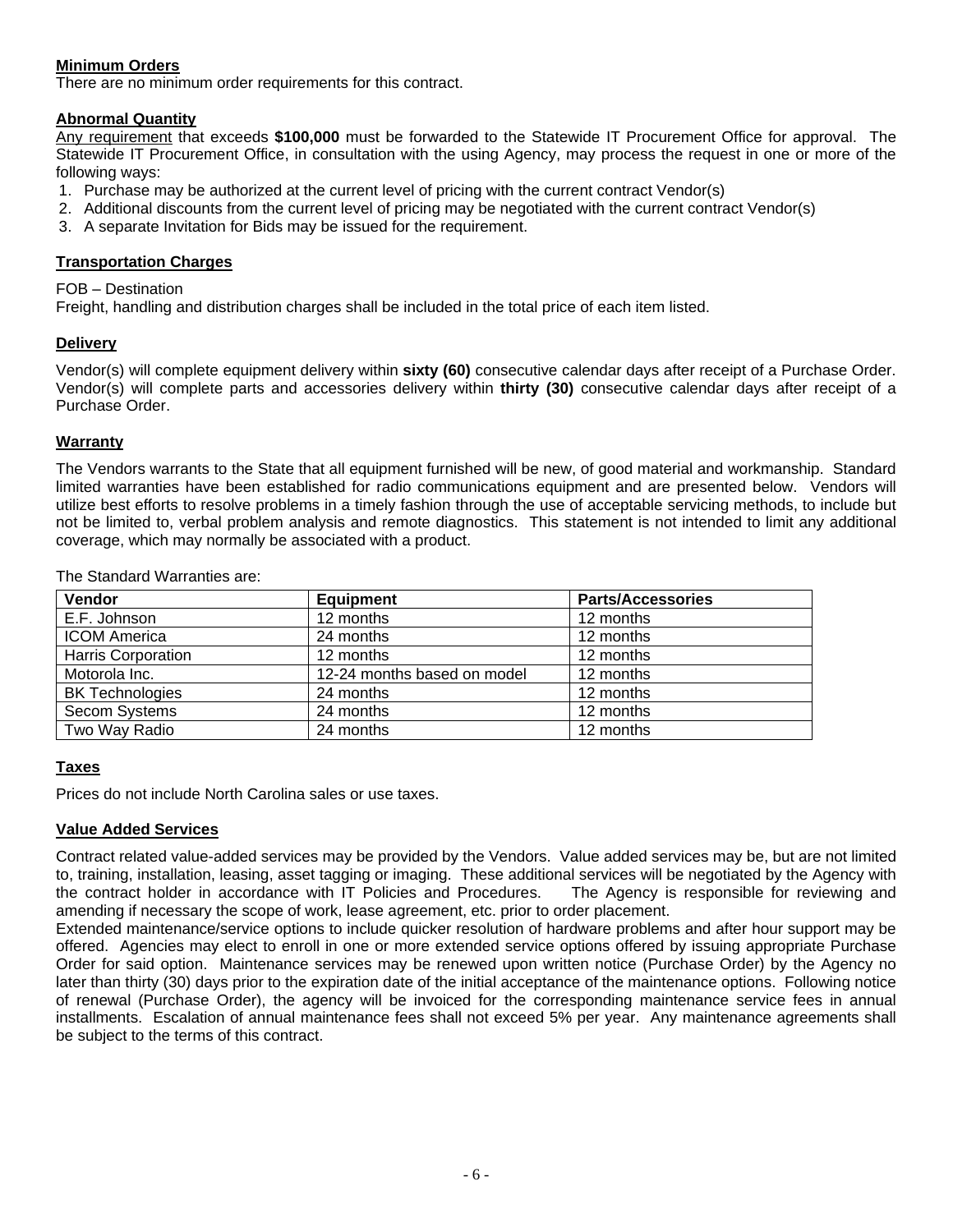## Minimum Orders

There are no minimum order requirements for this contract.

## Abnormal Quantity

Any requirement that exceeds **$100,000** must be forwarded to the Statewide IT Procurement Office for approval. The Statewide IT Procurement Office, in consultation with the using Agency, may process the request in one or more of the following ways:

1. Purchase may be authorized at the current level of pricing with the current contract Vendor(s)
2. Additional discounts from the current level of pricing may be negotiated with the current contract Vendor(s)
3. A separate Invitation for Bids may be issued for the requirement.

## Transportation Charges

FOB – Destination

Freight, handling and distribution charges shall be included in the total price of each item listed.

## Delivery

Vendor(s) will complete equipment delivery within **sixty (60)** consecutive calendar days after receipt of a Purchase Order. Vendor(s) will complete parts and accessories delivery within **thirty (30)** consecutive calendar days after receipt of a Purchase Order.

## Warranty

The Vendors warrants to the State that all equipment furnished will be new, of good material and workmanship. Standard limited warranties have been established for radio communications equipment and are presented below. Vendors will utilize best efforts to resolve problems in a timely fashion through the use of acceptable servicing methods, to include but not be limited to, verbal problem analysis and remote diagnostics. This statement is not intended to limit any additional coverage, which may normally be associated with a product.

The Standard Warranties are:

| Vendor | Equipment | Parts/Accessories |
| --- | --- | --- |
| E.F. Johnson | 12 months | 12 months |
| ICOM America | 24 months | 12 months |
| Harris Corporation | 12 months | 12 months |
| Motorola Inc. | 12-24 months based on model | 12 months |
| BK Technologies | 24 months | 12 months |
| Secom Systems | 24 months | 12 months |
| Two Way Radio | 24 months | 12 months |

## Taxes

Prices do not include North Carolina sales or use taxes.

## Value Added Services

Contract related value-added services may be provided by the Vendors. Value added services may be, but are not limited to, training, installation, leasing, asset tagging or imaging. These additional services will be negotiated by the Agency with the contract holder in accordance with IT Policies and Procedures. The Agency is responsible for reviewing and amending if necessary the scope of work, lease agreement, etc. prior to order placement.

Extended maintenance/service options to include quicker resolution of hardware problems and after hour support may be offered. Agencies may elect to enroll in one or more extended service options offered by issuing appropriate Purchase Order for said option. Maintenance services may be renewed upon written notice (Purchase Order) by the Agency no later than thirty (30) days prior to the expiration date of the initial acceptance of the maintenance options. Following notice of renewal (Purchase Order), the agency will be invoiced for the corresponding maintenance service fees in annual installments. Escalation of annual maintenance fees shall not exceed 5% per year. Any maintenance agreements shall be subject to the terms of this contract.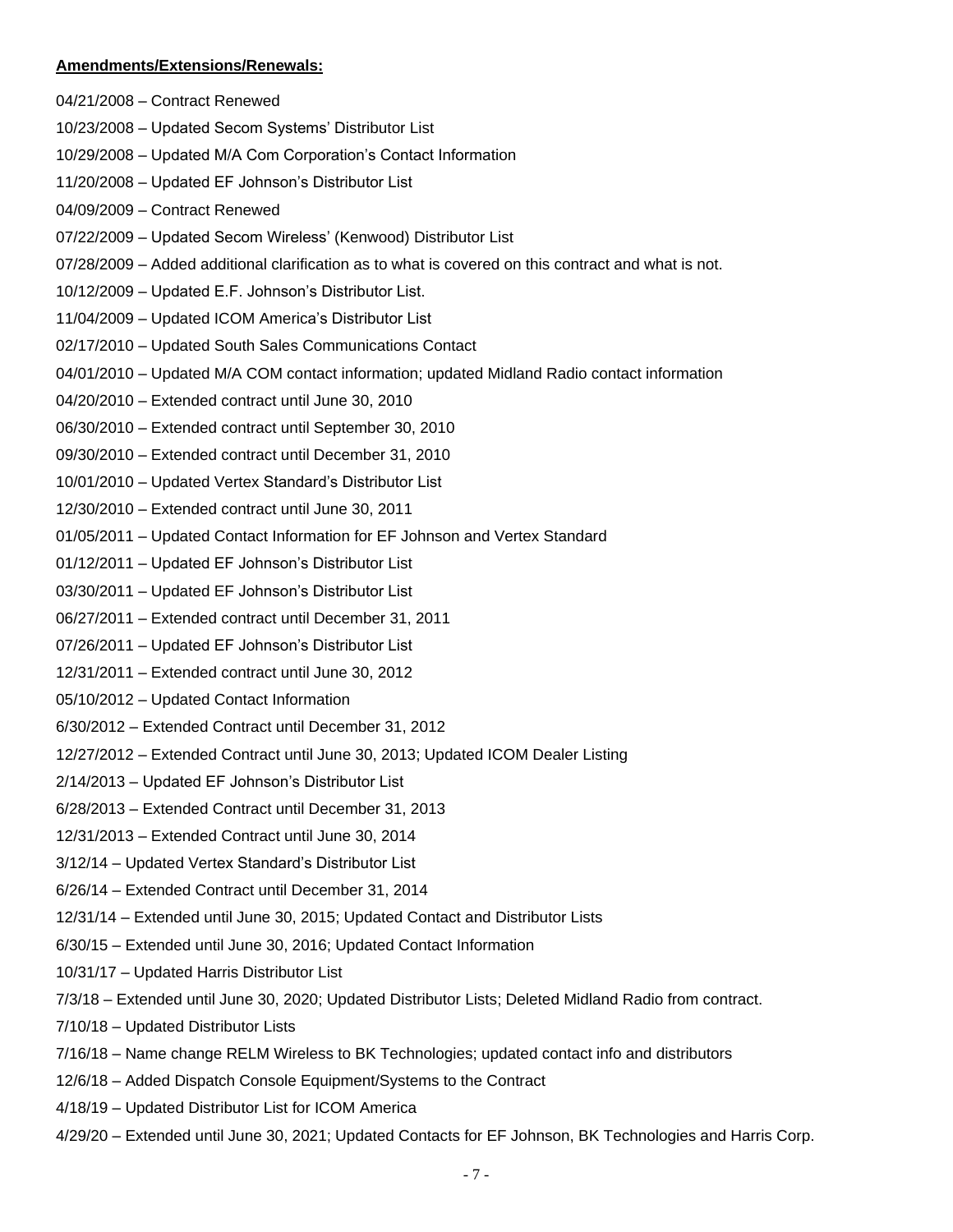**Amendments/Extensions/Renewals:**

04/21/2008 – Contract Renewed

10/23/2008 – Updated Secom Systems' Distributor List

10/29/2008 – Updated M/A Com Corporation's Contact Information

11/20/2008 – Updated EF Johnson's Distributor List

04/09/2009 – Contract Renewed

07/22/2009 – Updated Secom Wireless' (Kenwood) Distributor List

07/28/2009 – Added additional clarification as to what is covered on this contract and what is not.

10/12/2009 – Updated E.F. Johnson's Distributor List.

11/04/2009 – Updated ICOM America's Distributor List

02/17/2010 – Updated South Sales Communications Contact

04/01/2010 – Updated M/A COM contact information; updated Midland Radio contact information

04/20/2010 – Extended contract until June 30, 2010

06/30/2010 – Extended contract until September 30, 2010

09/30/2010 – Extended contract until December 31, 2010

10/01/2010 – Updated Vertex Standard's Distributor List

12/30/2010 – Extended contract until June 30, 2011

01/05/2011 – Updated Contact Information for EF Johnson and Vertex Standard

01/12/2011 – Updated EF Johnson's Distributor List

03/30/2011 – Updated EF Johnson's Distributor List

06/27/2011 – Extended contract until December 31, 2011

07/26/2011 – Updated EF Johnson's Distributor List

12/31/2011 – Extended contract until June 30, 2012

05/10/2012 – Updated Contact Information

6/30/2012 – Extended Contract until December 31, 2012

12/27/2012 – Extended Contract until June 30, 2013; Updated ICOM Dealer Listing

2/14/2013 – Updated EF Johnson's Distributor List

6/28/2013 – Extended Contract until December 31, 2013

12/31/2013 – Extended Contract until June 30, 2014

3/12/14 – Updated Vertex Standard's Distributor List

6/26/14 – Extended Contract until December 31, 2014

12/31/14 – Extended until June 30, 2015; Updated Contact and Distributor Lists

6/30/15 – Extended until June 30, 2016; Updated Contact Information

10/31/17 – Updated Harris Distributor List

7/3/18 – Extended until June 30, 2020; Updated Distributor Lists; Deleted Midland Radio from contract.

7/10/18 – Updated Distributor Lists

7/16/18 – Name change RELM Wireless to BK Technologies; updated contact info and distributors

12/6/18 – Added Dispatch Console Equipment/Systems to the Contract

4/18/19 – Updated Distributor List for ICOM America

4/29/20 – Extended until June 30, 2021; Updated Contacts for EF Johnson, BK Technologies and Harris Corp.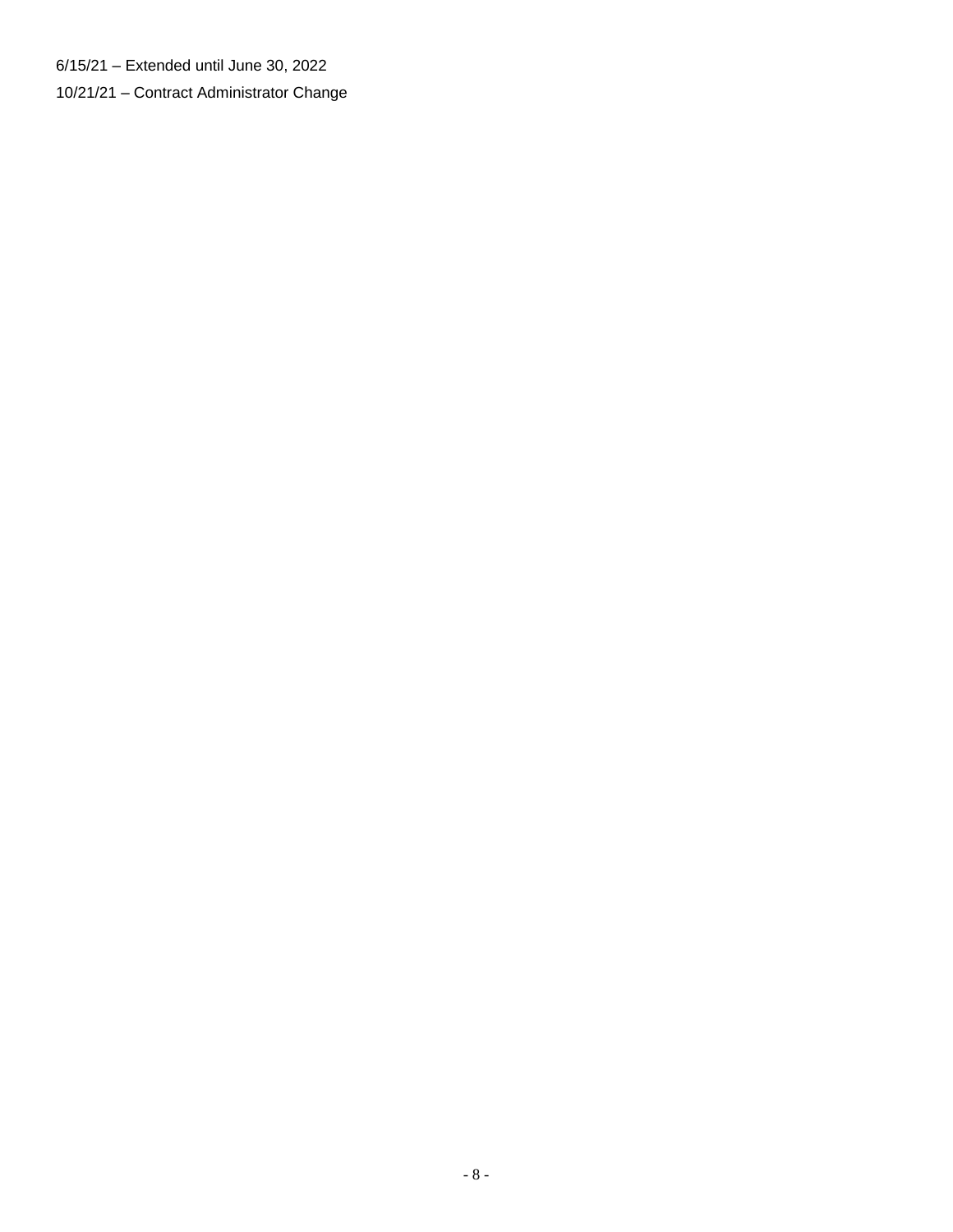6/15/21 – Extended until June 30, 2022

10/21/21 – Contract Administrator Change